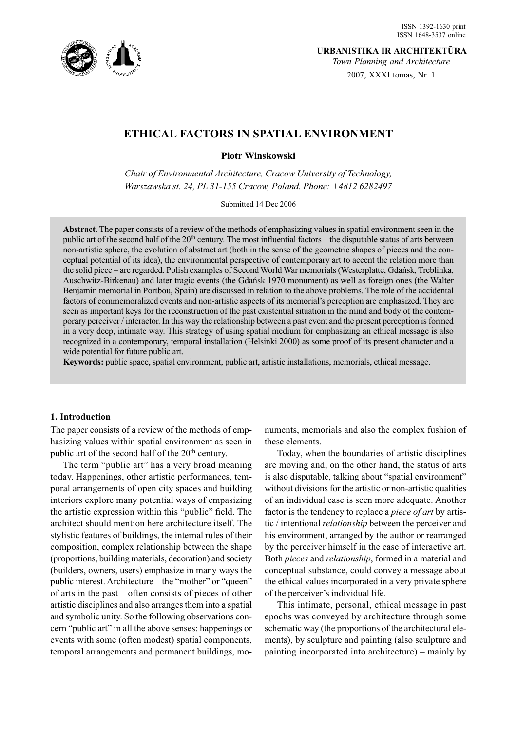ISSN 1392-1630 print
ISSN 1648-3537 online

**URBANISTIKA IR ARCHITEKTŪRA**
*Town Planning and Architecture*
2007, XXXI tomas, Nr. 1

# ETHICAL FACTORS IN SPATIAL ENVIRONMENT

**Piotr Winskowski**

*Chair of Environmental Architecture, Cracow University of Technology, Warszawska st. 24, PL 31-155 Cracow, Poland. Phone: +4812 6282497*

Submitted 14 Dec 2006

**Abstract.** The paper consists of a review of the methods of emphasizing values in spatial environment seen in the public art of the second half of the 20th century. The most influential factors – the disputable status of arts between non-artistic sphere, the evolution of abstract art (both in the sense of the geometric shapes of pieces and the conceptual potential of its idea), the environmental perspective of contemporary art to accent the relation more than the solid piece – are regarded. Polish examples of Second World War memorials (Westerplatte, Gdańsk, Treblinka, Auschwitz-Birkenau) and later tragic events (the Gdańsk 1970 monument) as well as foreign ones (the Walter Benjamin memorial in Portbou, Spain) are discussed in relation to the above problems. The role of the accidental factors of commemoralized events and non-artistic aspects of its memorial's perception are emphasized. They are seen as important keys for the reconstruction of the past existential situation in the mind and body of the contemporary perceiver / interactor. In this way the relationship between a past event and the present perception is formed in a very deep, intimate way. This strategy of using spatial medium for emphasizing an ethical message is also recognized in a contemporary, temporal installation (Helsinki 2000) as some proof of its present character and a wide potential for future public art.

**Keywords:** public space, spatial environment, public art, artistic installations, memorials, ethical message.

## 1. Introduction

The paper consists of a review of the methods of emphasizing values within spatial environment as seen in public art of the second half of the 20th century.

The term "public art" has a very broad meaning today. Happenings, other artistic performances, temporal arrangements of open city spaces and building interiors explore many potential ways of empasizing the artistic expression within this "public" field. The architect should mention here architecture itself. The stylistic features of buildings, the internal rules of their composition, complex relationship between the shape (proportions, building materials, decoration) and society (builders, owners, users) emphasize in many ways the public interest. Architecture – the "mother" or "queen" of arts in the past – often consists of pieces of other artistic disciplines and also arranges them into a spatial and symbolic unity. So the following observations concern "public art" in all the above senses: happenings or events with some (often modest) spatial components, temporal arrangements and permanent buildings, monuments, memorials and also the complex fushion of these elements.

Today, when the boundaries of artistic disciplines are moving and, on the other hand, the status of arts is also disputable, talking about "spatial environment" without divisions for the artistic or non-artistic qualities of an individual case is seen more adequate. Another factor is the tendency to replace a *piece of art* by artistic / intentional *relationship* between the perceiver and his environment, arranged by the author or rearranged by the perceiver himself in the case of interactive art. Both *pieces* and *relationship*, formed in a material and conceptual substance, could convey a message about the ethical values incorporated in a very private sphere of the perceiver's individual life.

This intimate, personal, ethical message in past epochs was conveyed by architecture through some schematic way (the proportions of the architectural elements), by sculpture and painting (also sculpture and painting incorporated into architecture) – mainly by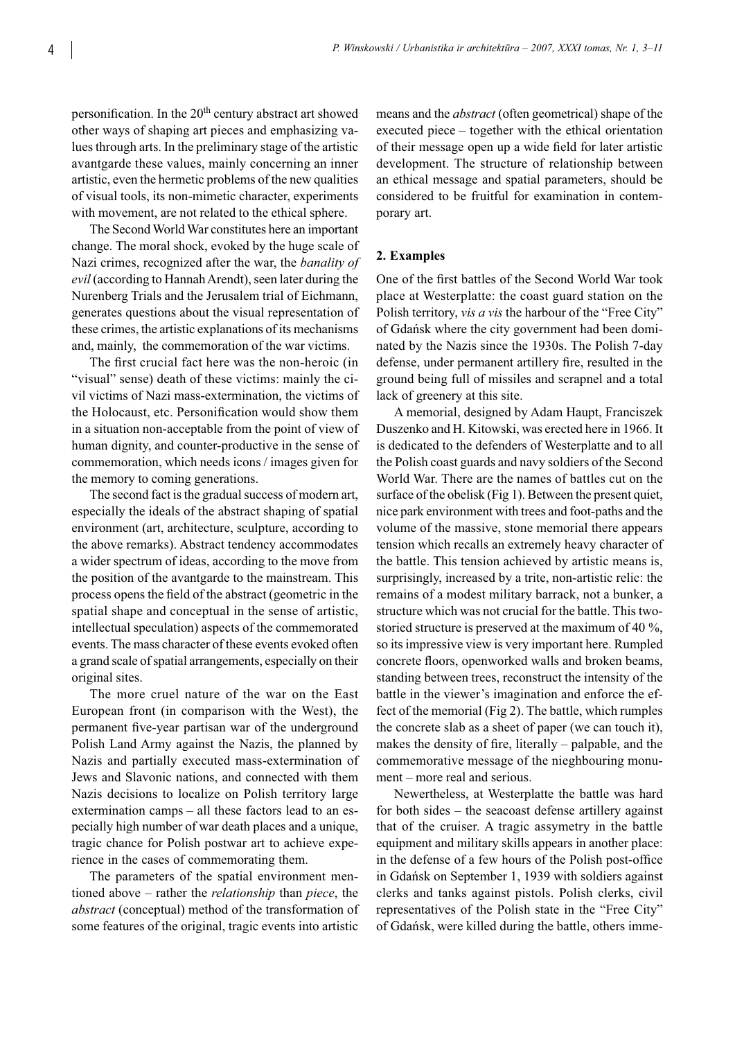personification. In the 20th century abstract art showed other ways of shaping art pieces and emphasizing values through arts. In the preliminary stage of the artistic avantgarde these values, mainly concerning an inner artistic, even the hermetic problems of the new qualities of visual tools, its non-mimetic character, experiments with movement, are not related to the ethical sphere.

The Second World War constitutes here an important change. The moral shock, evoked by the huge scale of Nazi crimes, recognized after the war, the *banality of evil* (according to Hannah Arendt), seen later during the Nurenberg Trials and the Jerusalem trial of Eichmann, generates questions about the visual representation of these crimes, the artistic explanations of its mechanisms and, mainly, the commemoration of the war victims.

The first crucial fact here was the non-heroic (in "visual" sense) death of these victims: mainly the civil victims of Nazi mass-extermination, the victims of the Holocaust, etc. Personification would show them in a situation non-acceptable from the point of view of human dignity, and counter-productive in the sense of commemoration, which needs icons / images given for the memory to coming generations.

The second fact is the gradual success of modern art, especially the ideals of the abstract shaping of spatial environment (art, architecture, sculpture, according to the above remarks). Abstract tendency accommodates a wider spectrum of ideas, according to the move from the position of the avantgarde to the mainstream. This process opens the field of the abstract (geometric in the spatial shape and conceptual in the sense of artistic, intellectual speculation) aspects of the commemorated events. The mass character of these events evoked often a grand scale of spatial arrangements, especially on their original sites.

The more cruel nature of the war on the East European front (in comparison with the West), the permanent five-year partisan war of the underground Polish Land Army against the Nazis, the planned by Nazis and partially executed mass-extermination of Jews and Slavonic nations, and connected with them Nazis decisions to localize on Polish territory large extermination camps – all these factors lead to an especially high number of war death places and a unique, tragic chance for Polish postwar art to achieve experience in the cases of commemorating them.

The parameters of the spatial environment mentioned above – rather the *relationship* than *piece*, the *abstract* (conceptual) method of the transformation of some features of the original, tragic events into artistic means and the *abstract* (often geometrical) shape of the executed piece – together with the ethical orientation of their message open up a wide field for later artistic development. The structure of relationship between an ethical message and spatial parameters, should be considered to be fruitful for examination in contemporary art.

## 2. Examples

One of the first battles of the Second World War took place at Westerplatte: the coast guard station on the Polish territory, *vis a vis* the harbour of the "Free City" of Gdańsk where the city government had been dominated by the Nazis since the 1930s. The Polish 7-day defense, under permanent artillery fire, resulted in the ground being full of missiles and scrapnel and a total lack of greenery at this site.

A memorial, designed by Adam Haupt, Franciszek Duszenko and H. Kitowski, was erected here in 1966. It is dedicated to the defenders of Westerplatte and to all the Polish coast guards and navy soldiers of the Second World War. There are the names of battles cut on the surface of the obelisk (Fig 1). Between the present quiet, nice park environment with trees and foot-paths and the volume of the massive, stone memorial there appears tension which recalls an extremely heavy character of the battle. This tension achieved by artistic means is, surprisingly, increased by a trite, non-artistic relic: the remains of a modest military barrack, not a bunker, a structure which was not crucial for the battle. This two-storied structure is preserved at the maximum of 40 %, so its impressive view is very important here. Rumpled concrete floors, openworked walls and broken beams, standing between trees, reconstruct the intensity of the battle in the viewer's imagination and enforce the effect of the memorial (Fig 2). The battle, which rumples the concrete slab as a sheet of paper (we can touch it), makes the density of fire, literally – palpable, and the commemorative message of the nieghbouring monument – more real and serious.

Newertheless, at Westerplatte the battle was hard for both sides – the seacoast defense artillery against that of the cruiser. A tragic assymetry in the battle equipment and military skills appears in another place: in the defense of a few hours of the Polish post-office in Gdańsk on September 1, 1939 with soldiers against clerks and tanks against pistols. Polish clerks, civil representatives of the Polish state in the "Free City" of Gdańsk, were killed during the battle, others imme-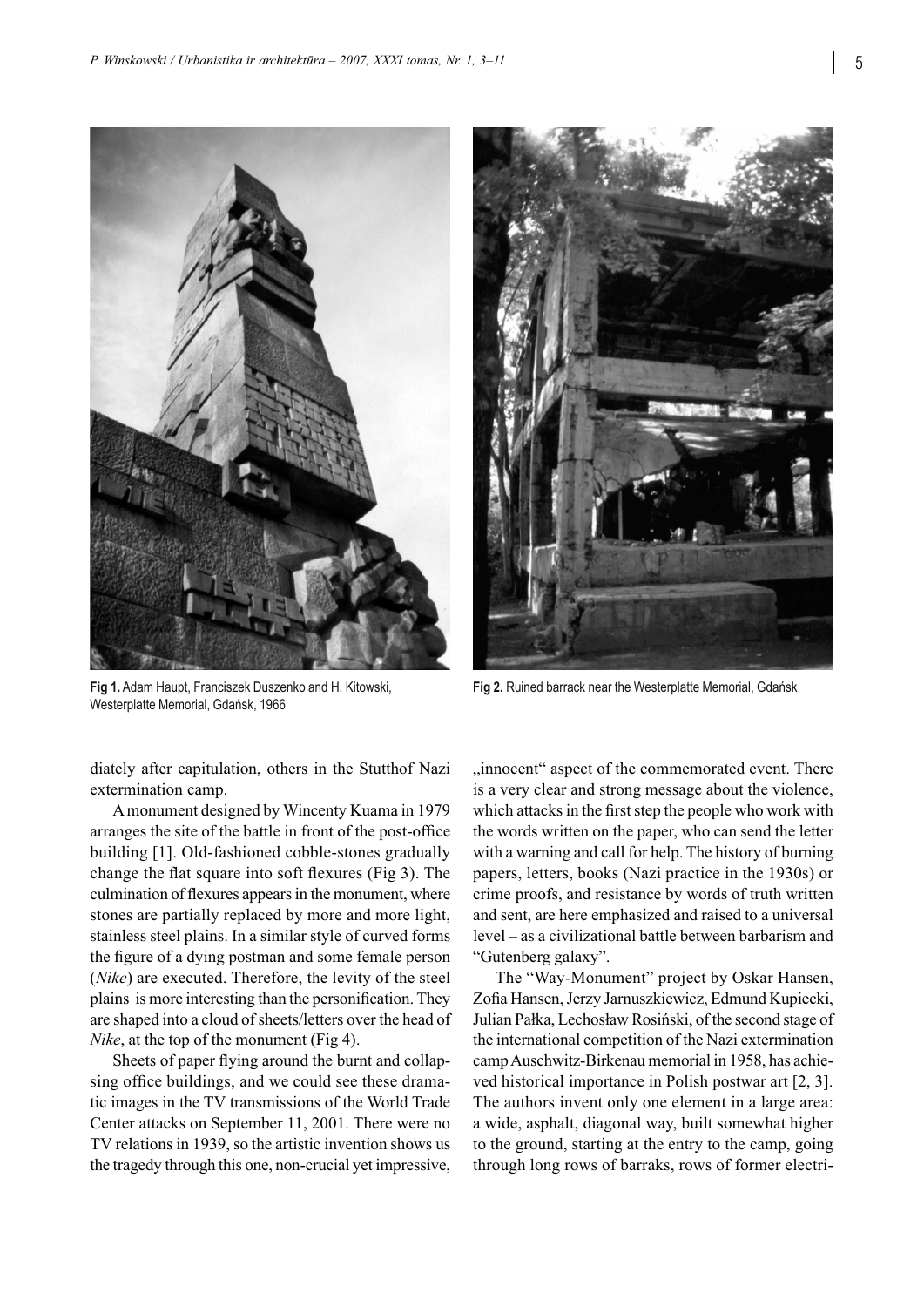Fig 1. Adam Haupt, Franciszek Duszenko and H. Kitowski, Westerplatte Memorial, Gdańsk, 1966

Fig 2. Ruined barrack near the Westerplatte Memorial, Gdańsk

diately after capitulation, others in the Stutthof Nazi extermination camp.

A monument designed by Wincenty Kuama in 1979 arranges the site of the battle in front of the post-office building [1]. Old-fashioned cobble-stones gradually change the flat square into soft flexures (Fig 3). The culmination of flexures appears in the monument, where stones are partially replaced by more and more light, stainless steel plains. In a similar style of curved forms the figure of a dying postman and some female person (*Nike*) are executed. Therefore, the levity of the steel plains is more interesting than the personification. They are shaped into a cloud of sheets/letters over the head of *Nike*, at the top of the monument (Fig 4).

Sheets of paper flying around the burnt and collapsing office buildings, and we could see these dramatic images in the TV transmissions of the World Trade Center attacks on September 11, 2001. There were no TV relations in 1939, so the artistic invention shows us the tragedy through this one, non-crucial yet impressive, „innocent" aspect of the commemorated event. There is a very clear and strong message about the violence, which attacks in the first step the people who work with the words written on the paper, who can send the letter with a warning and call for help. The history of burning papers, letters, books (Nazi practice in the 1930s) or crime proofs, and resistance by words of truth written and sent, are here emphasized and raised to a universal level – as a civilizational battle between barbarism and "Gutenberg galaxy".

The "Way-Monument" project by Oskar Hansen, Zofia Hansen, Jerzy Jarnuszkiewicz, Edmund Kupiecki, Julian Pałka, Lechosław Rosiński, of the second stage of the international competition of the Nazi extermination camp Auschwitz-Birkenau memorial in 1958, has achieved historical importance in Polish postwar art [2, 3]. The authors invent only one element in a large area: a wide, asphalt, diagonal way, built somewhat higher to the ground, starting at the entry to the camp, going through long rows of barraks, rows of former electri-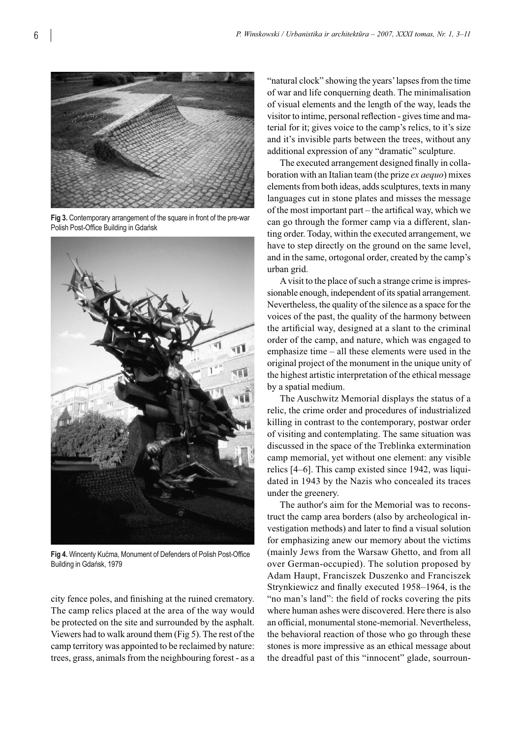Fig 3. Contemporary arrangement of the square in front of the pre-war Polish Post-Office Building in Gdańsk

Fig 4. Wincenty Kućma, Monument of Defenders of Polish Post-Office Building in Gdańsk, 1979

city fence poles, and finishing at the ruined crematory. The camp relics placed at the area of the way would be protected on the site and surrounded by the asphalt. Viewers had to walk around them (Fig 5). The rest of the camp territory was appointed to be reclaimed by nature: trees, grass, animals from the neighbouring forest - as a "natural clock" showing the years' lapses from the time of war and life conquering death. The minimalisation of visual elements and the length of the way, leads the visitor to intime, personal reflection - gives time and material for it; gives voice to the camp's relics, to it's size and it's invisible parts between the trees, without any additional expression of any "dramatic" sculpture.

The executed arrangement designed finally in collaboration with an Italian team (the prize *ex aequo*) mixes elements from both ideas, adds sculptures, texts in many languages cut in stone plates and misses the message of the most important part – the artifical way, which we can go through the former camp via a different, slanting order. Today, within the executed arrangement, we have to step directly on the ground on the same level, and in the same, ortogonal order, created by the camp's urban grid.

A visit to the place of such a strange crime is impressionable enough, independent of its spatial arrangement. Nevertheless, the quality of the silence as a space for the voices of the past, the quality of the harmony between the artificial way, designed at a slant to the criminal order of the camp, and nature, which was engaged to emphasize time – all these elements were used in the original project of the monument in the unique unity of the highest artistic interpretation of the ethical message by a spatial medium.

The Auschwitz Memorial displays the status of a relic, the crime order and procedures of industrialized killing in contrast to the contemporary, postwar order of visiting and contemplating. The same situation was discussed in the space of the Treblinka extermination camp memorial, yet without one element: any visible relics [4–6]. This camp existed since 1942, was liquidated in 1943 by the Nazis who concealed its traces under the greenery.

The author's aim for the Memorial was to reconstruct the camp area borders (also by archeological investigation methods) and later to find a visual solution for emphasizing anew our memory about the victims (mainly Jews from the Warsaw Ghetto, and from all over German-occupied). The solution proposed by Adam Haupt, Franciszek Duszenko and Franciszek Strynkiewicz and finally executed 1958–1964, is the "no man's land": the field of rocks covering the pits where human ashes were discovered. Here there is also an official, monumental stone-memorial. Nevertheless, the behavioral reaction of those who go through these stones is more impressive as an ethical message about the dreadful past of this "innocent" glade, sourroun-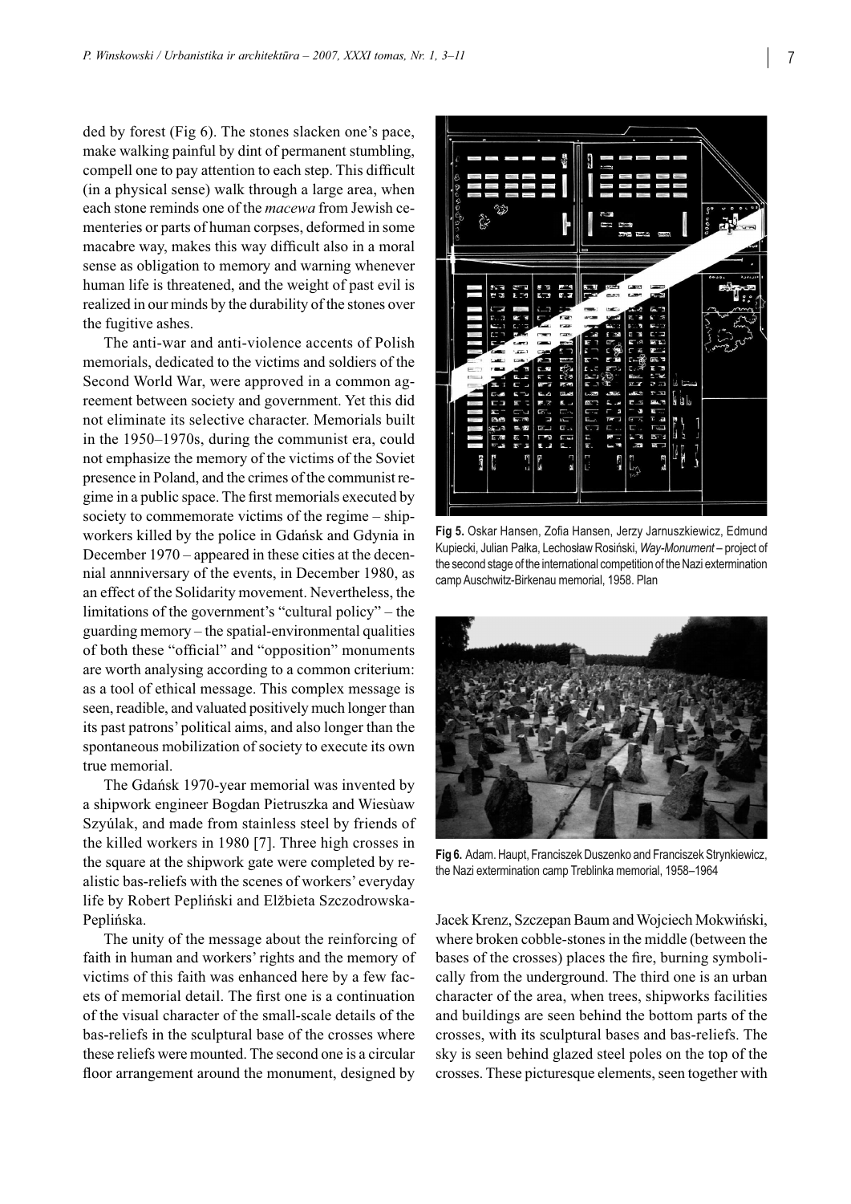ded by forest (Fig 6). The stones slacken one's pace, make walking painful by dint of permanent stumbling, compell one to pay attention to each step. This difficult (in a physical sense) walk through a large area, when each stone reminds one of the *macewa* from Jewish cementeries or parts of human corpses, deformed in some macabre way, makes this way difficult also in a moral sense as obligation to memory and warning whenever human life is threatened, and the weight of past evil is realized in our minds by the durability of the stones over the fugitive ashes.

The anti-war and anti-violence accents of Polish memorials, dedicated to the victims and soldiers of the Second World War, were approved in a common agreement between society and government. Yet this did not eliminate its selective character. Memorials built in the 1950–1970s, during the communist era, could not emphasize the memory of the victims of the Soviet presence in Poland, and the crimes of the communist regime in a public space. The first memorials executed by society to commemorate victims of the regime – shipworkers killed by the police in Gdańsk and Gdynia in December 1970 – appeared in these cities at the decennial annniversary of the events, in December 1980, as an effect of the Solidarity movement. Nevertheless, the limitations of the government's "cultural policy" – the guarding memory – the spatial-environmental qualities of both these "official" and "opposition" monuments are worth analysing according to a common criterium: as a tool of ethical message. This complex message is seen, readible, and valuated positively much longer than its past patrons' political aims, and also longer than the spontaneous mobilization of society to execute its own true memorial.

The Gdańsk 1970-year memorial was invented by a shipwork engineer Bogdan Pietruszka and Wiesùaw Szyúlak, and made from stainless steel by friends of the killed workers in 1980 [7]. Three high crosses in the square at the shipwork gate were completed by realistic bas-reliefs with the scenes of workers' everyday life by Robert Pepliński and Elżbieta Szczodrowska-Peplińska.

The unity of the message about the reinforcing of faith in human and workers' rights and the memory of victims of this faith was enhanced here by a few facets of memorial detail. The first one is a continuation of the visual character of the small-scale details of the bas-reliefs in the sculptural base of the crosses where these reliefs were mounted. The second one is a circular floor arrangement around the monument, designed by Jacek Krenz, Szczepan Baum and Wojciech Mokwiński, where broken cobble-stones in the middle (between the bases of the crosses) places the fire, burning symbolically from the underground. The third one is an urban character of the area, when trees, shipworks facilities and buildings are seen behind the bottom parts of the crosses, with its sculptural bases and bas-reliefs. The sky is seen behind glazed steel poles on the top of the crosses. These picturesque elements, seen together with

**Fig 5.** Oskar Hansen, Zofia Hansen, Jerzy Jarnuszkiewicz, Edmund Kupiecki, Julian Pałka, Lechosław Rosiński, *Way-Monument* – project of the second stage of the international competition of the Nazi extermination camp Auschwitz-Birkenau memorial, 1958. Plan

**Fig 6.** Adam. Haupt, Franciszek Duszenko and Franciszek Strynkiewicz, the Nazi extermination camp Treblinka memorial, 1958–1964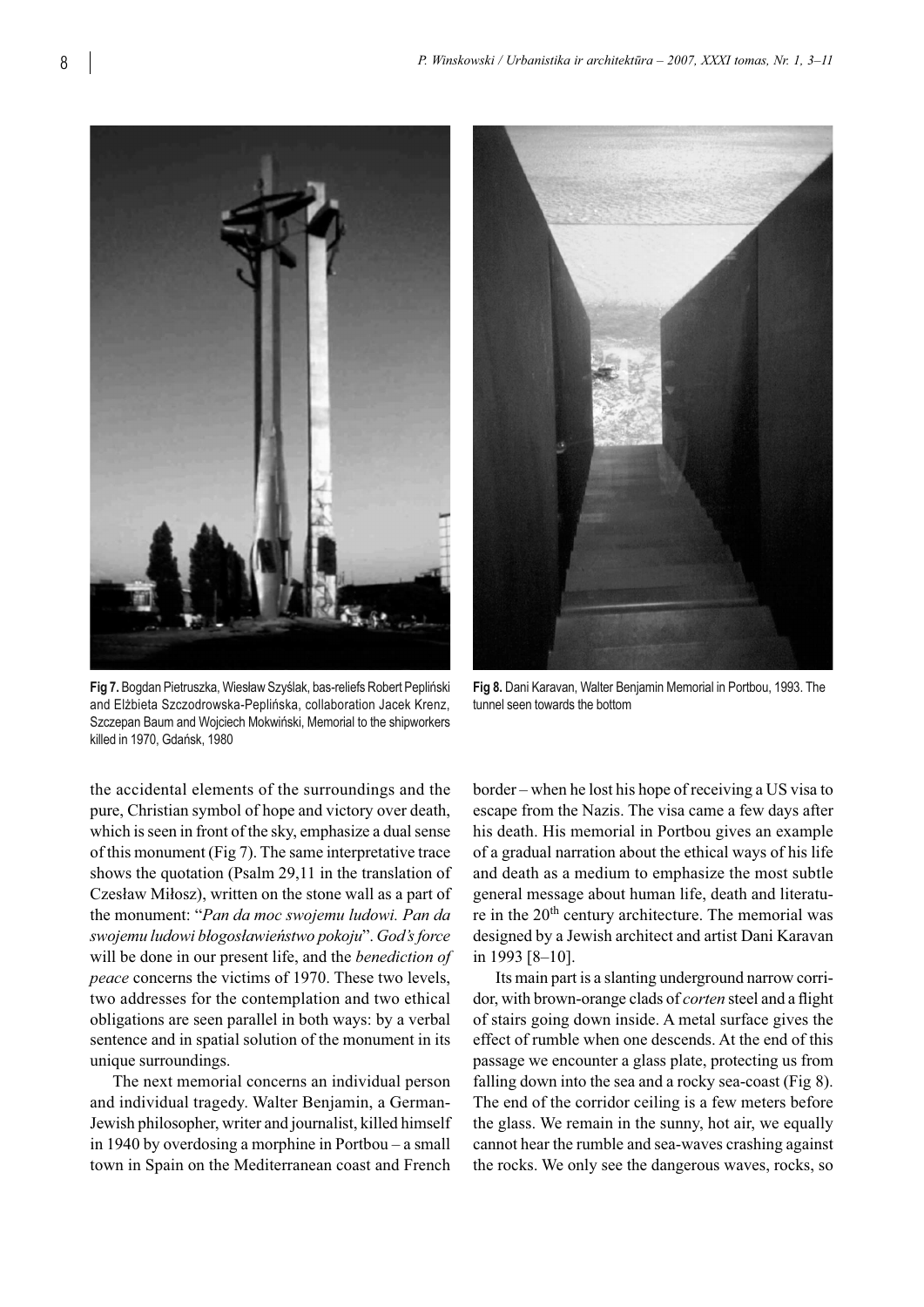Fig 7. Bogdan Pietruszka, Wiesław Szyślak, bas-reliefs Robert Pepliński and Elżbieta Szczodrowska-Peplińska, collaboration Jacek Krenz, Szczepan Baum and Wojciech Mokwiński, Memorial to the shipworkers killed in 1970, Gdańsk, 1980

Fig 8. Dani Karavan, Walter Benjamin Memorial in Portbou, 1993. The tunnel seen towards the bottom

the accidental elements of the surroundings and the pure, Christian symbol of hope and victory over death, which is seen in front of the sky, emphasize a dual sense of this monument (Fig 7). The same interpretative trace shows the quotation (Psalm 29,11 in the translation of Czesław Miłosz), written on the stone wall as a part of the monument: "*Pan da moc swojemu ludowi. Pan da swojemu ludowi błogosławieństwo pokoju*". *God's force* will be done in our present life, and the *benediction of peace* concerns the victims of 1970. These two levels, two addresses for the contemplation and two ethical obligations are seen parallel in both ways: by a verbal sentence and in spatial solution of the monument in its unique surroundings.

The next memorial concerns an individual person and individual tragedy. Walter Benjamin, a German-Jewish philosopher, writer and journalist, killed himself in 1940 by overdosing a morphine in Portbou – a small town in Spain on the Mediterranean coast and French border – when he lost his hope of receiving a US visa to escape from the Nazis. The visa came a few days after his death. His memorial in Portbou gives an example of a gradual narration about the ethical ways of his life and death as a medium to emphasize the most subtle general message about human life, death and literature in the 20th century architecture. The memorial was designed by a Jewish architect and artist Dani Karavan in 1993 [8–10].

Its main part is a slanting underground narrow corridor, with brown-orange clads of *corten* steel and a flight of stairs going down inside. A metal surface gives the effect of rumble when one descends. At the end of this passage we encounter a glass plate, protecting us from falling down into the sea and a rocky sea-coast (Fig 8). The end of the corridor ceiling is a few meters before the glass. We remain in the sunny, hot air, we equally cannot hear the rumble and sea-waves crashing against the rocks. We only see the dangerous waves, rocks, so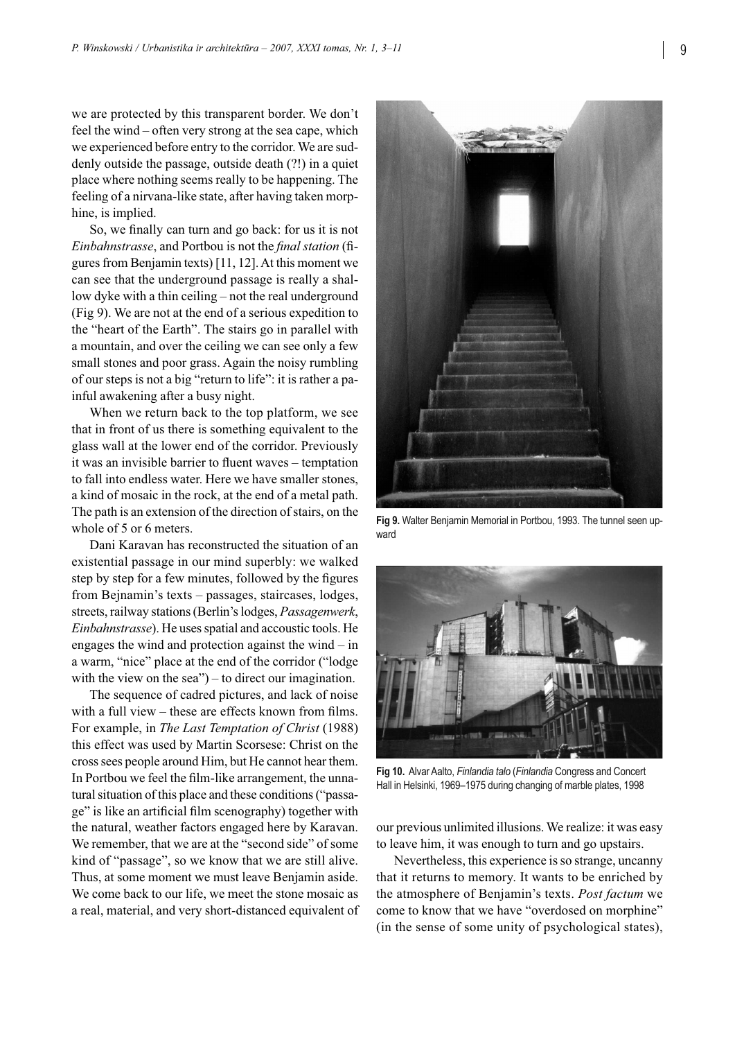we are protected by this transparent border. We don't feel the wind – often very strong at the sea cape, which we experienced before entry to the corridor. We are suddenly outside the passage, outside death (?!) in a quiet place where nothing seems really to be happening. The feeling of a nirvana-like state, after having taken morphine, is implied.

So, we finally can turn and go back: for us it is not *Einbahnstrasse*, and Portbou is not the *final station* (figures from Benjamin texts) [11, 12]. At this moment we can see that the underground passage is really a shallow dyke with a thin ceiling – not the real underground (Fig 9). We are not at the end of a serious expedition to the "heart of the Earth". The stairs go in parallel with a mountain, and over the ceiling we can see only a few small stones and poor grass. Again the noisy rumbling of our steps is not a big "return to life": it is rather a painful awakening after a busy night.

When we return back to the top platform, we see that in front of us there is something equivalent to the glass wall at the lower end of the corridor. Previously it was an invisible barrier to fluent waves – temptation to fall into endless water. Here we have smaller stones, a kind of mosaic in the rock, at the end of a metal path. The path is an extension of the direction of stairs, on the whole of 5 or 6 meters.

Dani Karavan has reconstructed the situation of an existential passage in our mind superbly: we walked step by step for a few minutes, followed by the figures from Bejnamin's texts – passages, staircases, lodges, streets, railway stations (Berlin's lodges, *Passagenwerk*, *Einbahnstrasse*). He uses spatial and accoustic tools. He engages the wind and protection against the wind – in a warm, "nice" place at the end of the corridor ("lodge with the view on the sea") – to direct our imagination.

The sequence of cadred pictures, and lack of noise with a full view – these are effects known from films. For example, in *The Last Temptation of Christ* (1988) this effect was used by Martin Scorsese: Christ on the cross sees people around Him, but He cannot hear them. In Portbou we feel the film-like arrangement, the unnatural situation of this place and these conditions ("passage" is like an artificial film scenography) together with the natural, weather factors engaged here by Karavan. We remember, that we are at the "second side" of some kind of "passage", so we know that we are still alive. Thus, at some moment we must leave Benjamin aside. We come back to our life, we meet the stone mosaic as a real, material, and very short-distanced equivalent of our previous unlimited illusions. We realize: it was easy to leave him, it was enough to turn and go upstairs.

Nevertheless, this experience is so strange, uncanny that it returns to memory. It wants to be enriched by the atmosphere of Benjamin's texts. *Post factum* we come to know that we have "overdosed on morphine" (in the sense of some unity of psychological states),

**Fig 9.** Walter Benjamin Memorial in Portbou, 1993. The tunnel seen upward

**Fig 10.** Alvar Aalto, *Finlandia talo* (*Finlandia* Congress and Concert Hall in Helsinki, 1969–1975 during changing of marble plates, 1998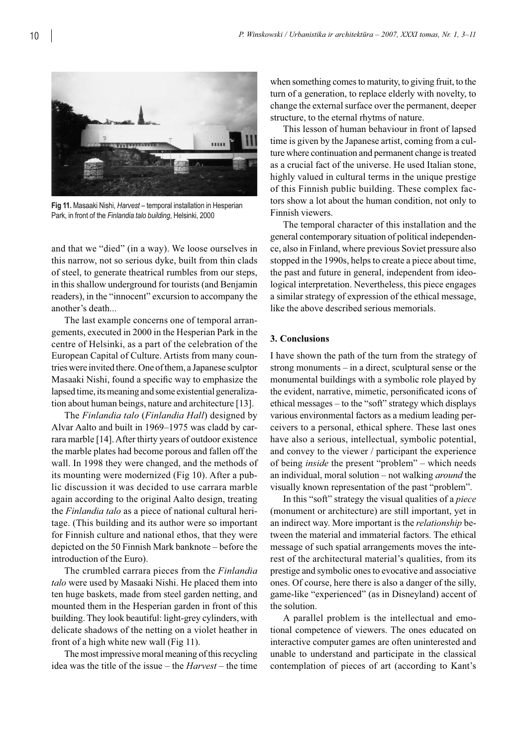Fig 11. Masaaki Nishi, *Harvest* – temporal installation in Hesperian Park, in front of the *Finlandia talo building*, Helsinki, 2000

and that we "died" (in a way). We loose ourselves in this narrow, not so serious dyke, built from thin clads of steel, to generate theatrical rumbles from our steps, in this shallow underground for tourists (and Benjamin readers), in the "innocent" excursion to accompany the another's death...

The last example concerns one of temporal arrangements, executed in 2000 in the Hesperian Park in the centre of Helsinki, as a part of the celebration of the European Capital of Culture. Artists from many countries were invited there. One of them, a Japanese sculptor Masaaki Nishi, found a specific way to emphasize the lapsed time, its meaning and some existential generalization about human beings, nature and architecture [13].

The *Finlandia talo* (*Finlandia Hall*) designed by Alvar Aalto and built in 1969–1975 was cladd by carrara marble [14]. After thirty years of outdoor existence the marble plates had become porous and fallen off the wall. In 1998 they were changed, and the methods of its mounting were modernized (Fig 10). After a public discussion it was decided to use carrara marble again according to the original Aalto design, treating the *Finlandia talo* as a piece of national cultural heritage. (This building and its author were so important for Finnish culture and national ethos, that they were depicted on the 50 Finnish Mark banknote – before the introduction of the Euro).

The crumbled carrara pieces from the *Finlandia talo* were used by Masaaki Nishi. He placed them into ten huge baskets, made from steel garden netting, and mounted them in the Hesperian garden in front of this building. They look beautiful: light-grey cylinders, with delicate shadows of the netting on a violet heather in front of a high white new wall (Fig 11).

The most impressive moral meaning of this recycling idea was the title of the issue – the *Harvest* – the time when something comes to maturity, to giving fruit, to the turn of a generation, to replace elderly with novelty, to change the external surface over the permanent, deeper structure, to the eternal rhytms of nature.

This lesson of human behaviour in front of lapsed time is given by the Japanese artist, coming from a culture where continuation and permanent change is treated as a crucial fact of the universe. He used Italian stone, highly valued in cultural terms in the unique prestige of this Finnish public building. These complex factors show a lot about the human condition, not only to Finnish viewers.

The temporal character of this installation and the general contemporary situation of political independence, also in Finland, where previous Soviet pressure also stopped in the 1990s, helps to create a piece about time, the past and future in general, independent from ideological interpretation. Nevertheless, this piece engages a similar strategy of expression of the ethical message, like the above described serious memorials.

### 3. Conclusions

I have shown the path of the turn from the strategy of strong monuments – in a direct, sculptural sense or the monumental buildings with a symbolic role played by the evident, narrative, mimetic, personificated icons of ethical messages – to the "soft" strategy which displays various environmental factors as a medium leading perceivers to a personal, ethical sphere. These last ones have also a serious, intellectual, symbolic potential, and convey to the viewer / participant the experience of being *inside* the present "problem" – which needs an individual, moral solution – not walking *around* the visually known representation of the past "problem".

In this "soft" strategy the visual qualities of a *piece* (monument or architecture) are still important, yet in an indirect way. More important is the *relationship* between the material and immaterial factors. The ethical message of such spatial arrangements moves the interest of the architectural material's qualities, from its prestige and symbolic ones to evocative and associative ones. Of course, here there is also a danger of the silly, game-like "experienced" (as in Disneyland) accent of the solution.

A parallel problem is the intellectual and emotional competence of viewers. The ones educated on interactive computer games are often uninterested and unable to understand and participate in the classical contemplation of pieces of art (according to Kant's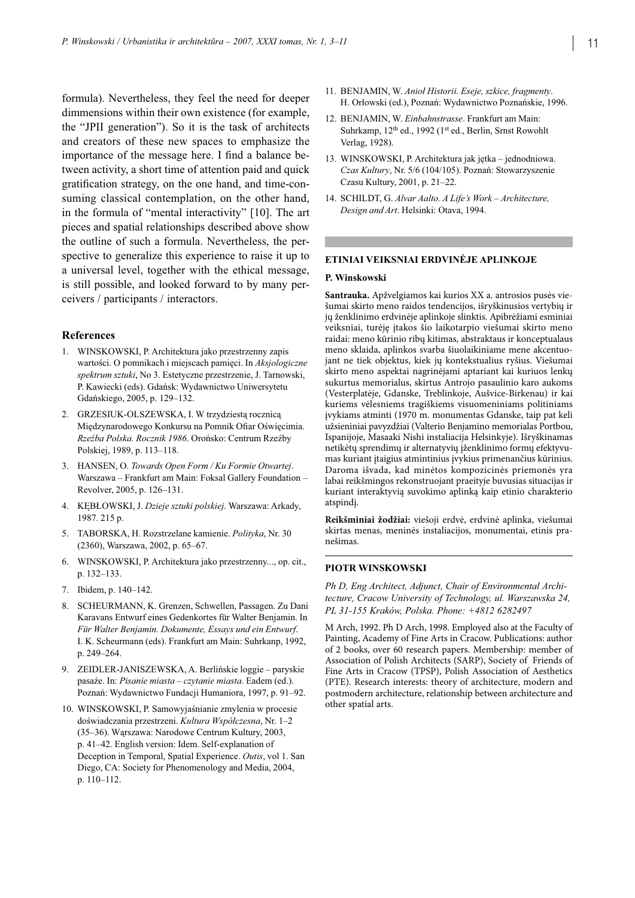formula). Nevertheless, they feel the need for deeper dimmensions within their own existence (for example, the "JPII generation"). So it is the task of architects and creators of these new spaces to emphasize the importance of the message here. I find a balance between activity, a short time of attention paid and quick gratification strategy, on the one hand, and time-consuming classical contemplation, on the other hand, in the formula of "mental interactivity" [10]. The art pieces and spatial relationships described above show the outline of such a formula. Nevertheless, the perspective to generalize this experience to raise it up to a universal level, together with the ethical message, is still possible, and looked forward to by many perceivers / participants / interactors.

## References

1. WINSKOWSKI, P. Architektura jako przestrzenny zapis wartości. O pomnikach i miejscach pamięci. In *Aksjologiczne spektrum sztuki*, No 3. Estetyczne przestrzenie, J. Tarnowski, P. Kawiecki (eds). Gdańsk: Wydawnictwo Uniwersytetu Gdańskiego, 2005, p. 129–132.
2. GRZESIUK-OLSZEWSKA, I. W trzydziestą rocznicą Międzynarodowego Konkursu na Pomnik Ofiar Oświęcimia. *Rzeźba Polska. Rocznik 1986*. Orońsko: Centrum Rzeźby Polskiej, 1989, p. 113–118.
3. HANSEN, O. *Towards Open Form / Ku Formie Otwartej*. Warszawa – Frankfurt am Main: Foksal Gallery Foundation – Revolver, 2005, p. 126–131.
4. KĘBŁOWSKI, J. *Dzieje sztuki polskiej*. Warszawa: Arkady, 1987. 215 p.
5. TABORSKA, H. Rozstrzelane kamienie. *Polityka*, Nr. 30 (2360), Warszawa, 2002, p. 65–67.
6. WINSKOWSKI, P. Architektura jako przestrzenny..., op. cit., p. 132–133.
7. Ibidem, p. 140–142.
8. SCHEURMANN, K. Grenzen, Schwellen, Passagen. Zu Dani Karavans Entwurf eines Gedenkortes für Walter Benjamin. In *Für Walter Benjamin. Dokumente, Essays und ein Entwurf*. I. K. Scheurmann (eds). Frankfurt am Main: Suhrkanp, 1992, p. 249–264.
9. ZEIDLER-JANISZEWSKA, A. Berlińskie loggie – paryskie pasaźe. In: *Pisanie miasta – czytanie miasta*. Eadem (ed.). Poznań: Wydawnictwo Fundacji Humaniora, 1997, p. 91–92.
10. WINSKOWSKI, P. Samowyjaśnianie zmylenia w procesie doświadczania przestrzeni. *Kultura Współczesna*, Nr. 1–2 (35–36). Wąrszawa: Narodowe Centrum Kultury, 2003, p. 41–42. English version: Idem. Self-explanation of Deception in Temporal, Spatial Experience. *Outis*, vol 1. San Diego, CA: Society for Phenomenology and Media, 2004, p. 110–112.
11. BENJAMIN, W. *Anioł Historii. Eseje, szkice, fragmenty*. H. Orłowski (ed.), Poznań: Wydawnictwo Poznańskie, 1996.
12. BENJAMIN, W. *Einbahnstrasse*. Frankfurt am Main: Suhrkamp, 12th ed., 1992 (1st ed., Berlin, Srnst Rowohlt Verlag, 1928).
13. WINSKOWSKI, P. Architektura jak jętka – jednodniowa. *Czas Kultury*, Nr. 5/6 (104/105). Poznań: Stowarzyszenie Czasu Kultury, 2001, p. 21–22.
14. SCHILDT, G. *Alvar Aalto. A Life's Work – Architecture, Design and Art*. Helsinki: Otava, 1994.

## ETINIAI VEIKSNIAI ERDVINĖJE APLINKOJE

**P. Winskowski**

**Santrauka.** Apžvelgiamos kai kurios XX a. antrosios pusės viešumai skirto meno raidos tendencijos, išryškinusios vertybių ir jų ženklinimo erdvinėje aplinkoje slinktis. Apibrėžiami esminiai veiksniai, turėję įtakos šio laikotarpio viešumai skirto meno raidai: meno kūrinio ribų kitimas, abstraktaus ir konceptualaus meno sklaida, aplinkos svarba šiuolaikiniame mene akcentuojant ne tiek objektus, kiek jų kontekstualius ryšius. Viešumai skirto meno aspektai nagrinėjami aptariant kai kuriuos lenkų sukurtus memorialus, skirtus Antrojo pasaulinio karo aukoms (Vesterplatėje, Gdanske, Treblinkoje, Aušvice-Birkenau) ir kai kuriems vėlesniems tragiškiems visuomeniniams politiniams įvykiams atminti (1970 m. monumentas Gdanske, taip pat keli užsieniniai pavyzdžiai (Valterio Benjamino memorialas Portbou, Ispanijoje, Masaaki Nishi instaliacija Helsinkyje). Išryškinamas netikėtų sprendimų ir alternatyvių įženklinimo formų efektyvumas kuriant įtaigius atmintinius įvykius primenančius kūrinius. Daroma išvada, kad minėtos kompozicinės priemonės yra labai reikšmingos rekonstruojant praeityje buvusias situacijas ir kuriant interaktyvią suvokimo aplinką kaip etinio charakterio atspindį.

**Reikšminiai žodžiai:** viešoji erdvė, erdvinė aplinka, viešumai skirtas menas, meninės instaliacijos, monumentai, etinis pranešimas.

**PIOTR WINSKOWSKI**

*Ph D, Eng Architect, Adjunct, Chair of Environmental Architecture, Cracow University of Technology, ul. Warszawska 24, PL 31-155 Kraków, Polska. Phone: +4812 6282497*

M Arch, 1992. Ph D Arch, 1998. Employed also at the Faculty of Painting, Academy of Fine Arts in Cracow. Publications: author of 2 books, over 60 research papers. Membership: member of Association of Polish Architects (SARP), Society of Friends of Fine Arts in Cracow (TPSP), Polish Association of Aesthetics (PTE). Research interests: theory of architecture, modern and postmodern architecture, relationship between architecture and other spatial arts.